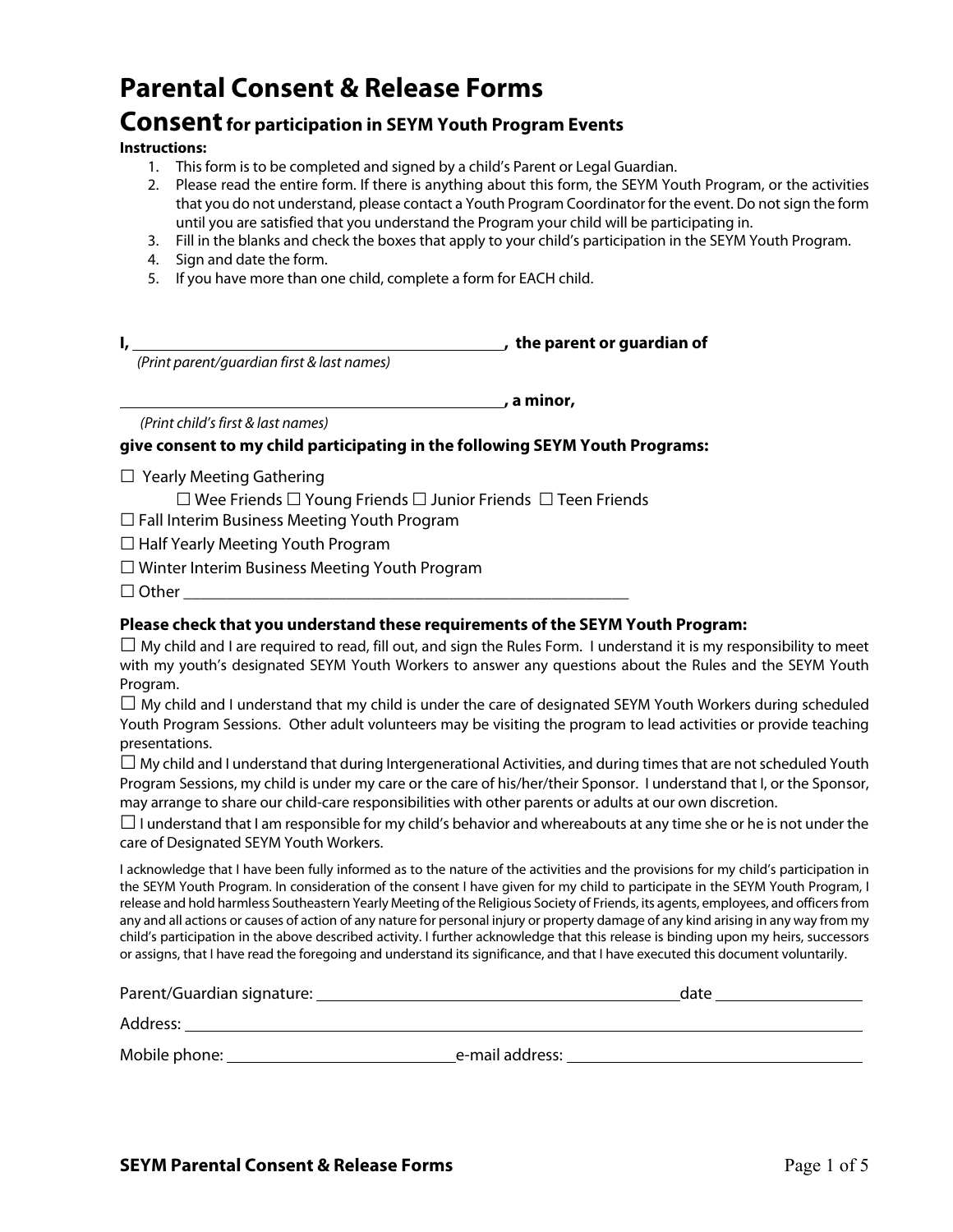# Parental Consent & Release Forms

## Consent for participation in SEYM Youth Program Events

**Instructions:**

1. This form is to be completed and signed by a child's Parent or Legal Guardian.
2. Please read the entire form. If there is anything about this form, the SEYM Youth Program, or the activities that you do not understand, please contact a Youth Program Coordinator for the event. Do not sign the form until you are satisfied that you understand the Program your child will be participating in.
3. Fill in the blanks and check the boxes that apply to your child's participation in the SEYM Youth Program.
4. Sign and date the form.
5. If you have more than one child, complete a form for EACH child.

**I, \_\_\_\_\_\_\_\_\_\_\_\_\_\_\_\_\_\_\_\_\_\_\_\_\_\_\_\_\_\_\_\_\_\_\_\_\_\_\_\_, the parent or guardian of**
*(Print parent/guardian first & last names)*

**\_\_\_\_\_\_\_\_\_\_\_\_\_\_\_\_\_\_\_\_\_\_\_\_\_\_\_\_\_\_\_\_\_\_\_\_\_\_\_\_, a minor,**
*(Print child's first & last names)*

**give consent to my child participating in the following SEYM Youth Programs:**

☐ Yearly Meeting Gathering
    ☐ Wee Friends ☐ Young Friends ☐ Junior Friends ☐ Teen Friends
☐ Fall Interim Business Meeting Youth Program
☐ Half Yearly Meeting Youth Program
☐ Winter Interim Business Meeting Youth Program
☐ Other \_\_\_\_\_\_\_\_\_\_\_\_\_\_\_\_\_\_\_\_\_\_\_\_\_\_\_\_\_\_\_\_\_\_\_\_\_\_\_\_\_\_\_\_

### Please check that you understand these requirements of the SEYM Youth Program:

☐ My child and I are required to read, fill out, and sign the Rules Form. I understand it is my responsibility to meet with my youth's designated SEYM Youth Workers to answer any questions about the Rules and the SEYM Youth Program.
☐ My child and I understand that my child is under the care of designated SEYM Youth Workers during scheduled Youth Program Sessions. Other adult volunteers may be visiting the program to lead activities or provide teaching presentations.
☐ My child and I understand that during Intergenerational Activities, and during times that are not scheduled Youth Program Sessions, my child is under my care or the care of his/her/their Sponsor. I understand that I, or the Sponsor, may arrange to share our child-care responsibilities with other parents or adults at our own discretion.
☐ I understand that I am responsible for my child's behavior and whereabouts at any time she or he is not under the care of Designated SEYM Youth Workers.

I acknowledge that I have been fully informed as to the nature of the activities and the provisions for my child's participation in the SEYM Youth Program. In consideration of the consent I have given for my child to participate in the SEYM Youth Program, I release and hold harmless Southeastern Yearly Meeting of the Religious Society of Friends, its agents, employees, and officers from any and all actions or causes of action of any nature for personal injury or property damage of any kind arising in any way from my child's participation in the above described activity. I further acknowledge that this release is binding upon my heirs, successors or assigns, that I have read the foregoing and understand its significance, and that I have executed this document voluntarily.

Parent/Guardian signature: \_\_\_\_\_\_\_\_\_\_\_\_\_\_\_\_\_\_\_\_\_\_\_\_\_\_\_\_\_\_\_\_\_\_\_\_ date \_\_\_\_\_\_\_\_\_\_\_\_

Address: \_\_\_\_\_\_\_\_\_\_\_\_\_\_\_\_\_\_\_\_\_\_\_\_\_\_\_\_\_\_\_\_\_\_\_\_\_\_\_\_\_\_\_\_\_\_\_\_\_\_\_\_\_\_\_\_\_\_

Mobile phone: \_\_\_\_\_\_\_\_\_\_\_\_\_\_\_\_\_\_\_\_\_\_ e-mail address: \_\_\_\_\_\_\_\_\_\_\_\_\_\_\_\_\_\_\_\_\_\_\_\_\_\_\_\_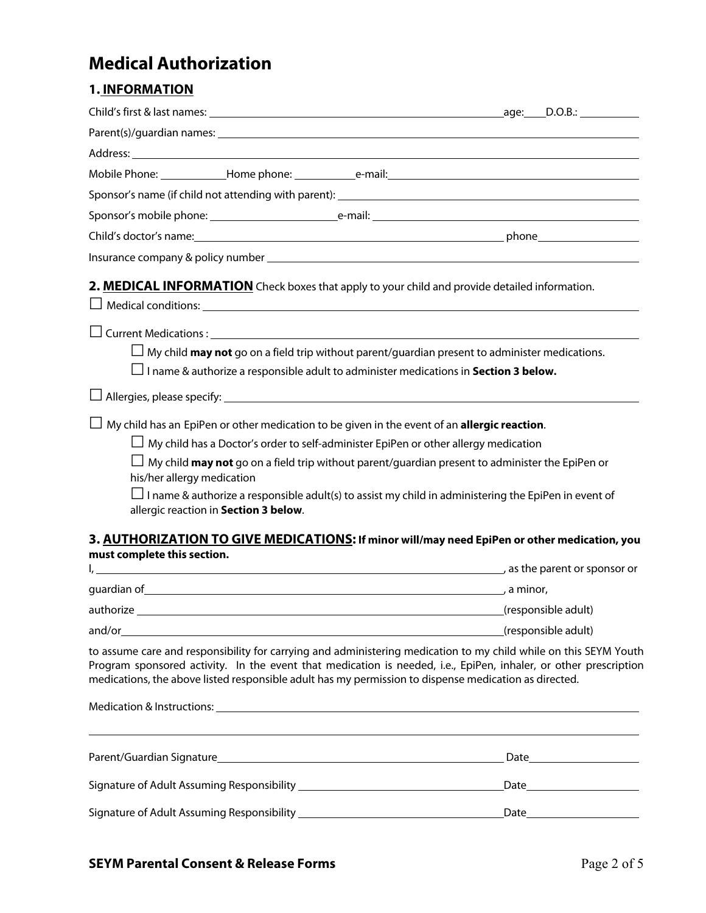# Medical Authorization

## 1. INFORMATION

Child's first & last names: ______________________________ age:____ D.O.B.: __________

Parent(s)/guardian names: ______________________________

Address: ______________________________

Mobile Phone: ____________ Home phone: ___________ e-mail: ______________________________

Sponsor's name (if child not attending with parent): ______________________________

Sponsor's mobile phone: ______________________ e-mail: ______________________________

Child's doctor's name: ______________________________ phone ________________

Insurance company & policy number ______________________________

## 2. MEDICAL INFORMATION

Check boxes that apply to your child and provide detailed information.

☐ Medical conditions: ______________________________

☐ Current Medications : ______________________________

- ☐ My child **may not** go on a field trip without parent/guardian present to administer medications.
- ☐ I name & authorize a responsible adult to administer medications in **Section 3 below.**

☐ Allergies, please specify: ______________________________

☐ My child has an EpiPen or other medication to be given in the event of an **allergic reaction**.

- ☐ My child has a Doctor's order to self-administer EpiPen or other allergy medication
- ☐ My child **may not** go on a field trip without parent/guardian present to administer the EpiPen or his/her allergy medication
- ☐ I name & authorize a responsible adult(s) to assist my child in administering the EpiPen in event of allergic reaction in **Section 3 below**.

## 3. AUTHORIZATION TO GIVE MEDICATIONS:

**If minor will/may need EpiPen or other medication, you must complete this section.**

I, ______________________________, as the parent or sponsor or

guardian of ______________________________, a minor,

authorize ______________________________ (responsible adult)

and/or ______________________________ (responsible adult)

to assume care and responsibility for carrying and administering medication to my child while on this SEYM Youth Program sponsored activity. In the event that medication is needed, i.e., EpiPen, inhaler, or other prescription medications, the above listed responsible adult has my permission to dispense medication as directed.

Medication & Instructions: ______________________________

______________________________

Parent/Guardian Signature ______________________________ Date ________________

Signature of Adult Assuming Responsibility ______________________________ Date ________________

Signature of Adult Assuming Responsibility ______________________________ Date ________________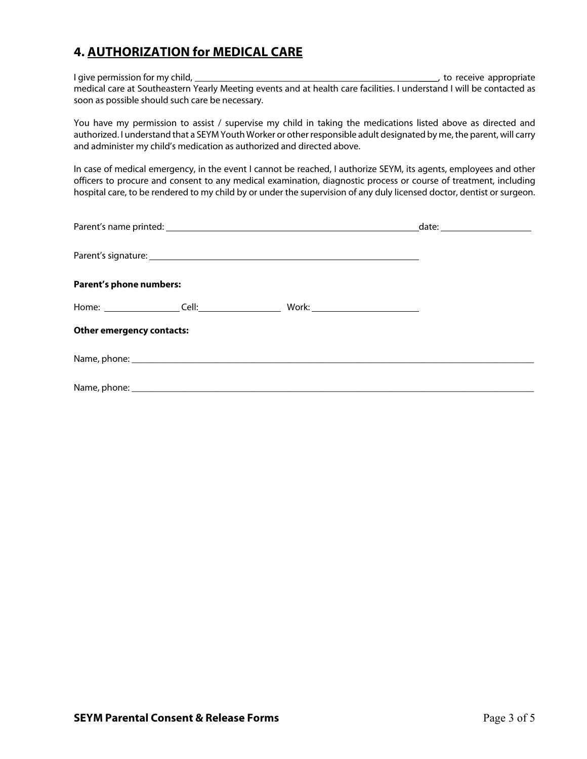## 4. AUTHORIZATION for MEDICAL CARE

I give permission for my child, ______________________________________________________, to receive appropriate medical care at Southeastern Yearly Meeting events and at health care facilities. I understand I will be contacted as soon as possible should such care be necessary.

You have my permission to assist / supervise my child in taking the medications listed above as directed and authorized. I understand that a SEYM Youth Worker or other responsible adult designated by me, the parent, will carry and administer my child's medication as authorized and directed above.

In case of medical emergency, in the event I cannot be reached, I authorize SEYM, its agents, employees and other officers to procure and consent to any medical examination, diagnostic process or course of treatment, including hospital care, to be rendered to my child by or under the supervision of any duly licensed doctor, dentist or surgeon.

Parent's name printed: ______________________________________________________ date: ____________________

Parent's signature: ______________________________________________________

**Parent's phone numbers:**

Home: ________________ Cell: __________________ Work: ______________________

**Other emergency contacts:**

Name, phone: ______________________________________________________________________________________

Name, phone: ______________________________________________________________________________________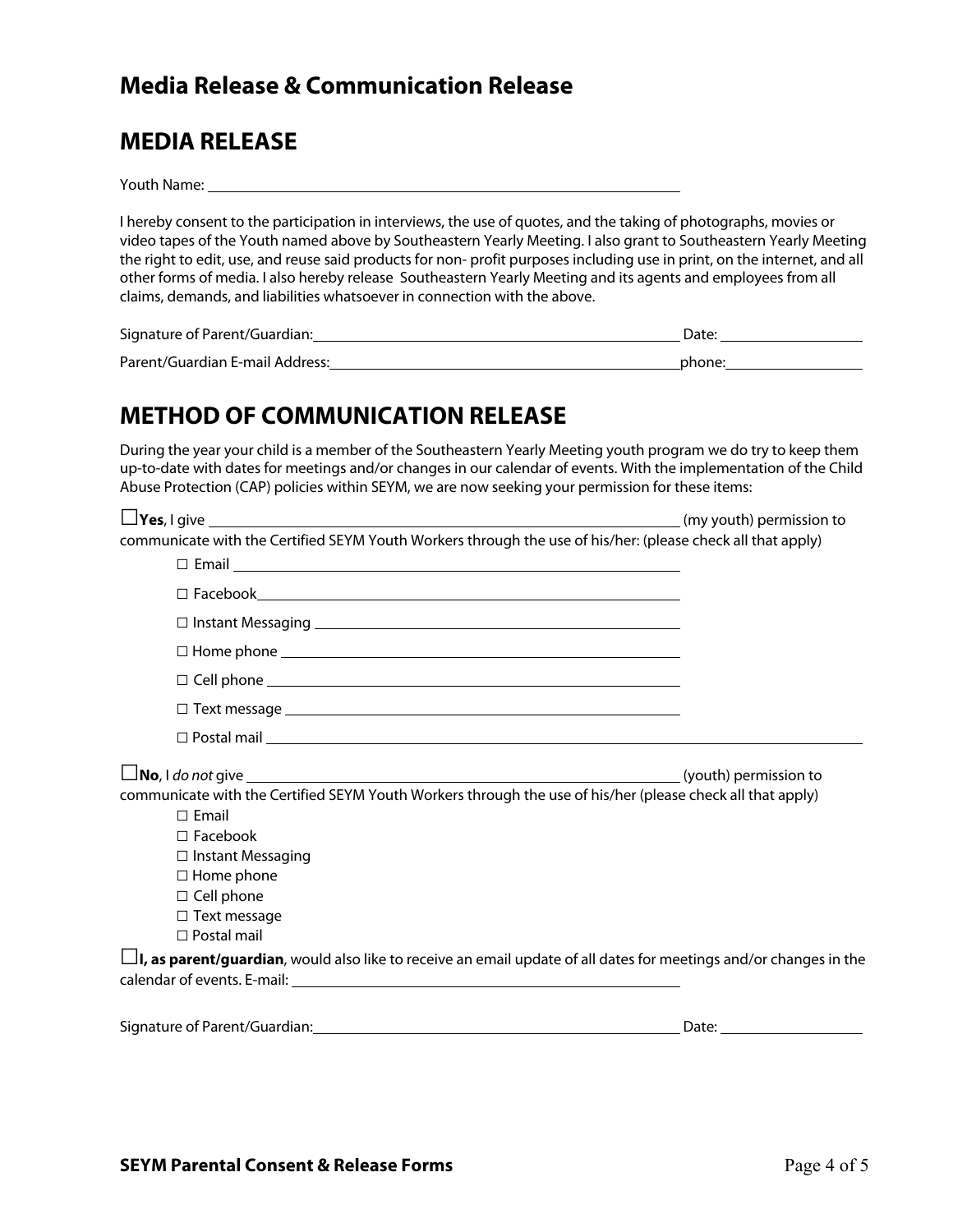# Media Release & Communication Release

## MEDIA RELEASE

Youth Name: ______________________________________________

I hereby consent to the participation in interviews, the use of quotes, and the taking of photographs, movies or video tapes of the Youth named above by Southeastern Yearly Meeting. I also grant to Southeastern Yearly Meeting the right to edit, use, and reuse said products for non- profit purposes including use in print, on the internet, and all other forms of media. I also hereby release Southeastern Yearly Meeting and its agents and employees from all claims, demands, and liabilities whatsoever in connection with the above.

Signature of Parent/Guardian: ______________________________________ Date: ______________

Parent/Guardian E-mail Address: ____________________________________ phone: ______________

## METHOD OF COMMUNICATION RELEASE

During the year your child is a member of the Southeastern Yearly Meeting youth program we do try to keep them up-to-date with dates for meetings and/or changes in our calendar of events. With the implementation of the Child Abuse Protection (CAP) policies within SEYM, we are now seeking your permission for these items:

☐**Yes**, I give ______________________________________________ (my youth) permission to communicate with the Certified SEYM Youth Workers through the use of his/her: (please check all that apply)

- ☐ Email ______________________________________________
- ☐ Facebook ______________________________________________
- ☐ Instant Messaging ______________________________________________
- ☐ Home phone ______________________________________________
- ☐ Cell phone ______________________________________________
- ☐ Text message ______________________________________________
- ☐ Postal mail ______________________________________________

☐**No**, I *do not* give ______________________________________________ (youth) permission to communicate with the Certified SEYM Youth Workers through the use of his/her (please check all that apply)

- ☐ Email
- ☐ Facebook
- ☐ Instant Messaging
- ☐ Home phone
- ☐ Cell phone
- ☐ Text message
- ☐ Postal mail

☐**I, as parent/guardian**, would also like to receive an email update of all dates for meetings and/or changes in the calendar of events. E-mail: ______________________________________________

Signature of Parent/Guardian: ______________________________________ Date: ______________

**SEYM Parental Consent & Release Forms**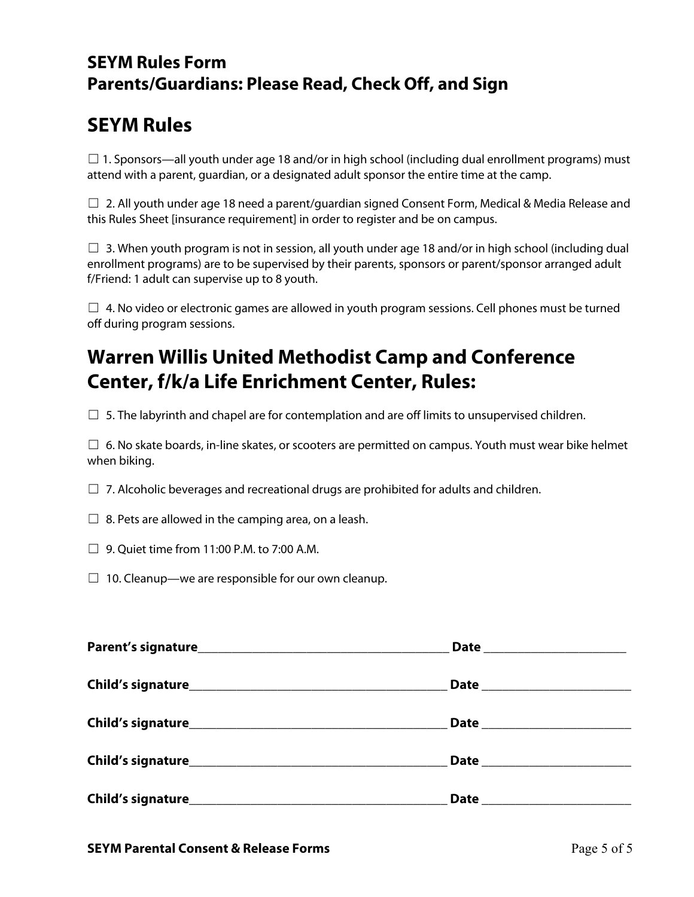## SEYM Rules Form
## Parents/Guardians: Please Read, Check Off, and Sign

# SEYM Rules

☐ 1. Sponsors—all youth under age 18 and/or in high school (including dual enrollment programs) must attend with a parent, guardian, or a designated adult sponsor the entire time at the camp.

☐ 2. All youth under age 18 need a parent/guardian signed Consent Form, Medical & Media Release and this Rules Sheet [insurance requirement] in order to register and be on campus.

☐ 3. When youth program is not in session, all youth under age 18 and/or in high school (including dual enrollment programs) are to be supervised by their parents, sponsors or parent/sponsor arranged adult f/Friend: 1 adult can supervise up to 8 youth.

☐ 4. No video or electronic games are allowed in youth program sessions. Cell phones must be turned off during program sessions.

# Warren Willis United Methodist Camp and Conference Center, f/k/a Life Enrichment Center, Rules:

☐ 5. The labyrinth and chapel are for contemplation and are off limits to unsupervised children.

☐ 6. No skate boards, in-line skates, or scooters are permitted on campus. Youth must wear bike helmet when biking.

☐ 7. Alcoholic beverages and recreational drugs are prohibited for adults and children.

☐ 8. Pets are allowed in the camping area, on a leash.

☐ 9. Quiet time from 11:00 P.M. to 7:00 A.M.

☐ 10. Cleanup—we are responsible for our own cleanup.

**Parent's signature**_______________________________________ **Date** _____________________

**Child's signature**_______________________________________ **Date** _____________________

**Child's signature**_______________________________________ **Date** _____________________

**Child's signature**_______________________________________ **Date** _____________________

**Child's signature**_______________________________________ **Date** _____________________